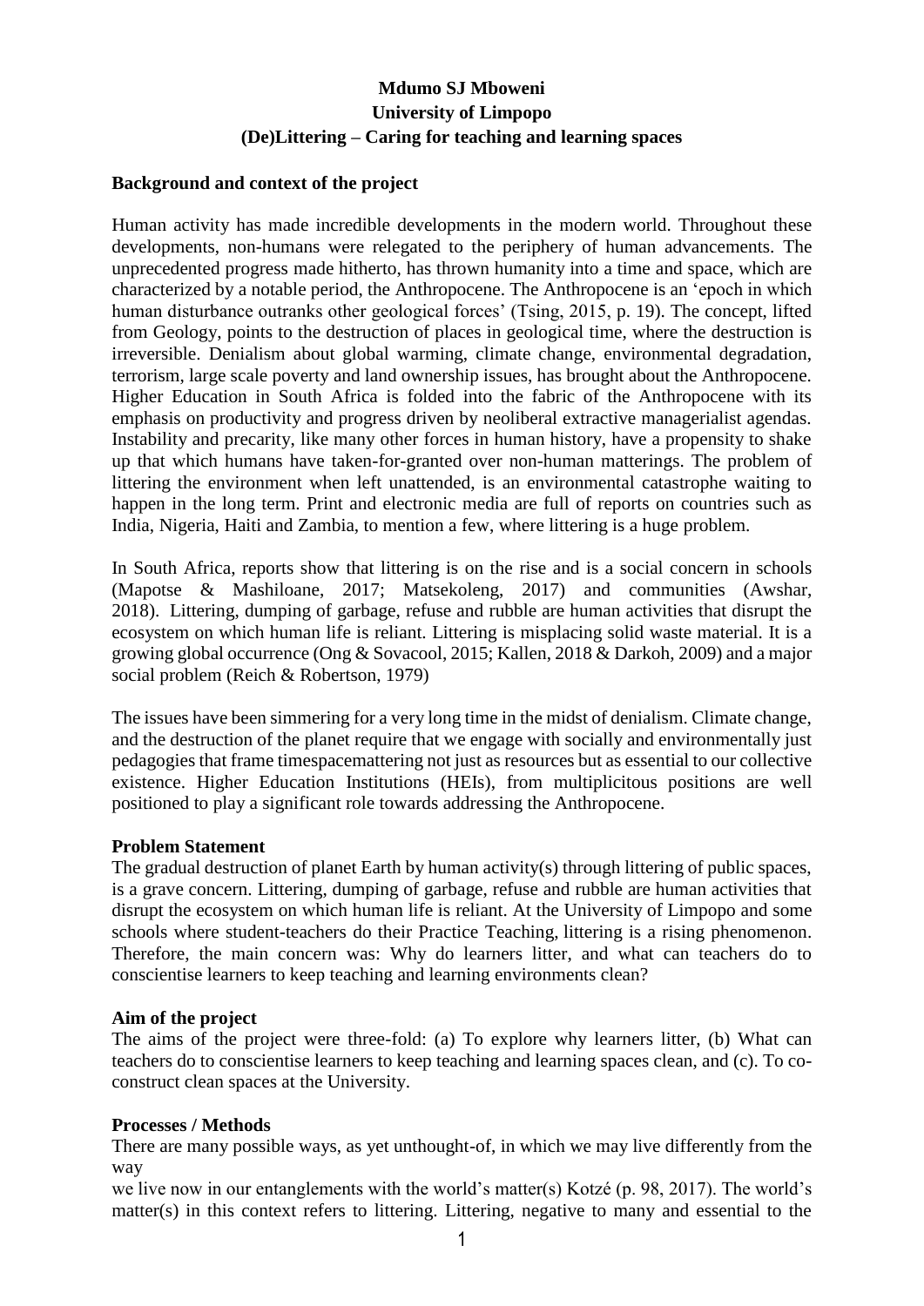**Mdumo SJ Mboweni**
**University of Limpopo**
**(De)Littering – Caring for teaching and learning spaces**

## Background and context of the project

Human activity has made incredible developments in the modern world. Throughout these developments, non-humans were relegated to the periphery of human advancements. The unprecedented progress made hitherto, has thrown humanity into a time and space, which are characterized by a notable period, the Anthropocene. The Anthropocene is an 'epoch in which human disturbance outranks other geological forces' (Tsing, 2015, p. 19). The concept, lifted from Geology, points to the destruction of places in geological time, where the destruction is irreversible. Denialism about global warming, climate change, environmental degradation, terrorism, large scale poverty and land ownership issues, has brought about the Anthropocene. Higher Education in South Africa is folded into the fabric of the Anthropocene with its emphasis on productivity and progress driven by neoliberal extractive managerialist agendas. Instability and precarity, like many other forces in human history, have a propensity to shake up that which humans have taken-for-granted over non-human matterings. The problem of littering the environment when left unattended, is an environmental catastrophe waiting to happen in the long term. Print and electronic media are full of reports on countries such as India, Nigeria, Haiti and Zambia, to mention a few, where littering is a huge problem.

In South Africa, reports show that littering is on the rise and is a social concern in schools (Mapotse & Mashiloane, 2017; Matsekoleng, 2017) and communities (Awshar, 2018). Littering, dumping of garbage, refuse and rubble are human activities that disrupt the ecosystem on which human life is reliant. Littering is misplacing solid waste material. It is a growing global occurrence (Ong & Sovacool, 2015; Kallen, 2018 & Darkoh, 2009) and a major social problem (Reich & Robertson, 1979)

The issues have been simmering for a very long time in the midst of denialism. Climate change, and the destruction of the planet require that we engage with socially and environmentally just pedagogies that frame timespacemattering not just as resources but as essential to our collective existence. Higher Education Institutions (HEIs), from multiplicitous positions are well positioned to play a significant role towards addressing the Anthropocene.

## Problem Statement

The gradual destruction of planet Earth by human activity(s) through littering of public spaces, is a grave concern. Littering, dumping of garbage, refuse and rubble are human activities that disrupt the ecosystem on which human life is reliant. At the University of Limpopo and some schools where student-teachers do their Practice Teaching, littering is a rising phenomenon. Therefore, the main concern was: Why do learners litter, and what can teachers do to conscientise learners to keep teaching and learning environments clean?

## Aim of the project

The aims of the project were three-fold: (a) To explore why learners litter, (b) What can teachers do to conscientise learners to keep teaching and learning spaces clean, and (c). To co-construct clean spaces at the University.

## Processes / Methods

There are many possible ways, as yet unthought-of, in which we may live differently from the way we live now in our entanglements with the world's matter(s) Kotzé (p. 98, 2017). The world's matter(s) in this context refers to littering. Littering, negative to many and essential to the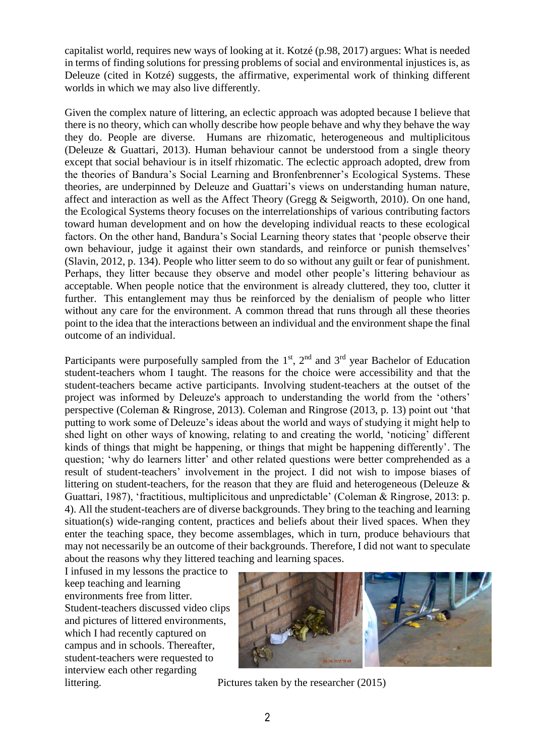capitalist world, requires new ways of looking at it. Kotzé (p.98, 2017) argues: What is needed in terms of finding solutions for pressing problems of social and environmental injustices is, as Deleuze (cited in Kotzé) suggests, the affirmative, experimental work of thinking different worlds in which we may also live differently.

Given the complex nature of littering, an eclectic approach was adopted because I believe that there is no theory, which can wholly describe how people behave and why they behave the way they do. People are diverse. Humans are rhizomatic, heterogeneous and multiplicitous (Deleuze & Guattari, 2013). Human behaviour cannot be understood from a single theory except that social behaviour is in itself rhizomatic. The eclectic approach adopted, drew from the theories of Bandura's Social Learning and Bronfenbrenner's Ecological Systems. These theories, are underpinned by Deleuze and Guattari's views on understanding human nature, affect and interaction as well as the Affect Theory (Gregg & Seigworth, 2010). On one hand, the Ecological Systems theory focuses on the interrelationships of various contributing factors toward human development and on how the developing individual reacts to these ecological factors. On the other hand, Bandura's Social Learning theory states that 'people observe their own behaviour, judge it against their own standards, and reinforce or punish themselves' (Slavin, 2012, p. 134). People who litter seem to do so without any guilt or fear of punishment. Perhaps, they litter because they observe and model other people's littering behaviour as acceptable. When people notice that the environment is already cluttered, they too, clutter it further. This entanglement may thus be reinforced by the denialism of people who litter without any care for the environment. A common thread that runs through all these theories point to the idea that the interactions between an individual and the environment shape the final outcome of an individual.

Participants were purposefully sampled from the 1st, 2nd and 3rd year Bachelor of Education student-teachers whom I taught. The reasons for the choice were accessibility and that the student-teachers became active participants. Involving student-teachers at the outset of the project was informed by Deleuze's approach to understanding the world from the 'others' perspective (Coleman & Ringrose, 2013). Coleman and Ringrose (2013, p. 13) point out 'that putting to work some of Deleuze's ideas about the world and ways of studying it might help to shed light on other ways of knowing, relating to and creating the world, 'noticing' different kinds of things that might be happening, or things that might be happening differently'. The question; 'why do learners litter' and other related questions were better comprehended as a result of student-teachers' involvement in the project. I did not wish to impose biases of littering on student-teachers, for the reason that they are fluid and heterogeneous (Deleuze & Guattari, 1987), 'fractitious, multiplicitous and unpredictable' (Coleman & Ringrose, 2013: p. 4). All the student-teachers are of diverse backgrounds. They bring to the teaching and learning situation(s) wide-ranging content, practices and beliefs about their lived spaces. When they enter the teaching space, they become assemblages, which in turn, produce behaviours that may not necessarily be an outcome of their backgrounds. Therefore, I did not want to speculate about the reasons why they littered teaching and learning spaces.

I infused in my lessons the practice to keep teaching and learning environments free from litter. Student-teachers discussed video clips and pictures of littered environments, which I had recently captured on campus and in schools. Thereafter, student-teachers were requested to interview each other regarding littering.

Pictures taken by the researcher (2015)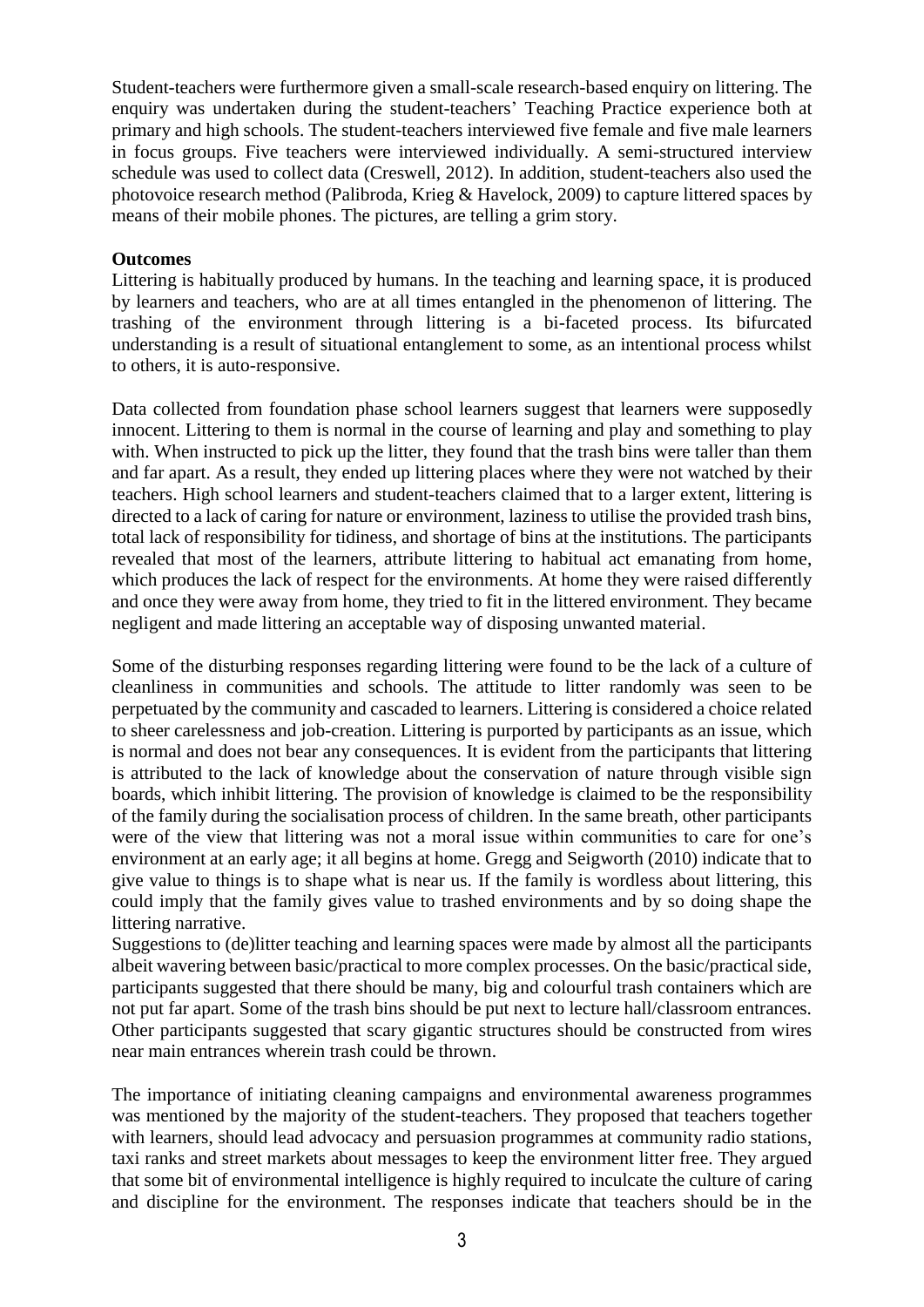Student-teachers were furthermore given a small-scale research-based enquiry on littering. The enquiry was undertaken during the student-teachers' Teaching Practice experience both at primary and high schools. The student-teachers interviewed five female and five male learners in focus groups. Five teachers were interviewed individually. A semi-structured interview schedule was used to collect data (Creswell, 2012). In addition, student-teachers also used the photovoice research method (Palibroda, Krieg & Havelock, 2009) to capture littered spaces by means of their mobile phones. The pictures, are telling a grim story.

**Outcomes**

Littering is habitually produced by humans. In the teaching and learning space, it is produced by learners and teachers, who are at all times entangled in the phenomenon of littering. The trashing of the environment through littering is a bi-faceted process. Its bifurcated understanding is a result of situational entanglement to some, as an intentional process whilst to others, it is auto-responsive.

Data collected from foundation phase school learners suggest that learners were supposedly innocent. Littering to them is normal in the course of learning and play and something to play with. When instructed to pick up the litter, they found that the trash bins were taller than them and far apart. As a result, they ended up littering places where they were not watched by their teachers. High school learners and student-teachers claimed that to a larger extent, littering is directed to a lack of caring for nature or environment, laziness to utilise the provided trash bins, total lack of responsibility for tidiness, and shortage of bins at the institutions. The participants revealed that most of the learners, attribute littering to habitual act emanating from home, which produces the lack of respect for the environments. At home they were raised differently and once they were away from home, they tried to fit in the littered environment. They became negligent and made littering an acceptable way of disposing unwanted material.

Some of the disturbing responses regarding littering were found to be the lack of a culture of cleanliness in communities and schools. The attitude to litter randomly was seen to be perpetuated by the community and cascaded to learners. Littering is considered a choice related to sheer carelessness and job-creation. Littering is purported by participants as an issue, which is normal and does not bear any consequences. It is evident from the participants that littering is attributed to the lack of knowledge about the conservation of nature through visible sign boards, which inhibit littering. The provision of knowledge is claimed to be the responsibility of the family during the socialisation process of children. In the same breath, other participants were of the view that littering was not a moral issue within communities to care for one's environment at an early age; it all begins at home. Gregg and Seigworth (2010) indicate that to give value to things is to shape what is near us. If the family is wordless about littering, this could imply that the family gives value to trashed environments and by so doing shape the littering narrative.

Suggestions to (de)litter teaching and learning spaces were made by almost all the participants albeit wavering between basic/practical to more complex processes. On the basic/practical side, participants suggested that there should be many, big and colourful trash containers which are not put far apart. Some of the trash bins should be put next to lecture hall/classroom entrances. Other participants suggested that scary gigantic structures should be constructed from wires near main entrances wherein trash could be thrown.

The importance of initiating cleaning campaigns and environmental awareness programmes was mentioned by the majority of the student-teachers. They proposed that teachers together with learners, should lead advocacy and persuasion programmes at community radio stations, taxi ranks and street markets about messages to keep the environment litter free. They argued that some bit of environmental intelligence is highly required to inculcate the culture of caring and discipline for the environment. The responses indicate that teachers should be in the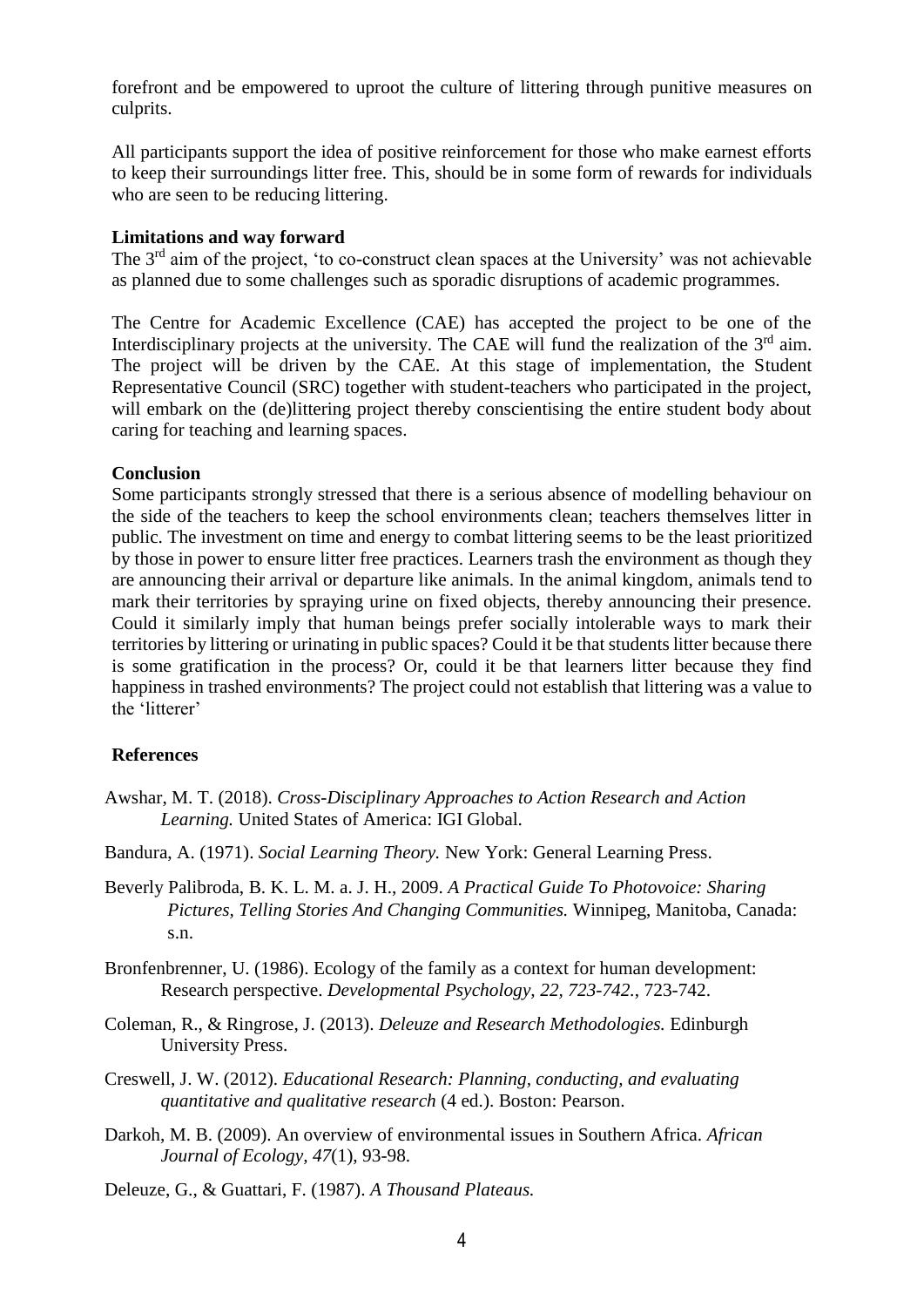forefront and be empowered to uproot the culture of littering through punitive measures on culprits.

All participants support the idea of positive reinforcement for those who make earnest efforts to keep their surroundings litter free. This, should be in some form of rewards for individuals who are seen to be reducing littering.

**Limitations and way forward**

The 3rd aim of the project, 'to co-construct clean spaces at the University' was not achievable as planned due to some challenges such as sporadic disruptions of academic programmes.

The Centre for Academic Excellence (CAE) has accepted the project to be one of the Interdisciplinary projects at the university. The CAE will fund the realization of the 3rd aim. The project will be driven by the CAE. At this stage of implementation, the Student Representative Council (SRC) together with student-teachers who participated in the project, will embark on the (de)littering project thereby conscientising the entire student body about caring for teaching and learning spaces.

**Conclusion**

Some participants strongly stressed that there is a serious absence of modelling behaviour on the side of the teachers to keep the school environments clean; teachers themselves litter in public. The investment on time and energy to combat littering seems to be the least prioritized by those in power to ensure litter free practices. Learners trash the environment as though they are announcing their arrival or departure like animals. In the animal kingdom, animals tend to mark their territories by spraying urine on fixed objects, thereby announcing their presence. Could it similarly imply that human beings prefer socially intolerable ways to mark their territories by littering or urinating in public spaces? Could it be that students litter because there is some gratification in the process? Or, could it be that learners litter because they find happiness in trashed environments? The project could not establish that littering was a value to the 'litterer'

**References**

Awshar, M. T. (2018). *Cross-Disciplinary Approaches to Action Research and Action Learning.* United States of America: IGI Global.

Bandura, A. (1971). *Social Learning Theory.* New York: General Learning Press.

Beverly Palibroda, B. K. L. M. a. J. H., 2009. *A Practical Guide To Photovoice: Sharing Pictures, Telling Stories And Changing Communities.* Winnipeg, Manitoba, Canada: s.n.

Bronfenbrenner, U. (1986). Ecology of the family as a context for human development: Research perspective. *Developmental Psychology, 22, 723-742.*, 723-742.

Coleman, R., & Ringrose, J. (2013). *Deleuze and Research Methodologies.* Edinburgh University Press.

Creswell, J. W. (2012). *Educational Research: Planning, conducting, and evaluating quantitative and qualitative research* (4 ed.). Boston: Pearson.

Darkoh, M. B. (2009). An overview of environmental issues in Southern Africa. *African Journal of Ecology, 47*(1), 93-98.

Deleuze, G., & Guattari, F. (1987). *A Thousand Plateaus.*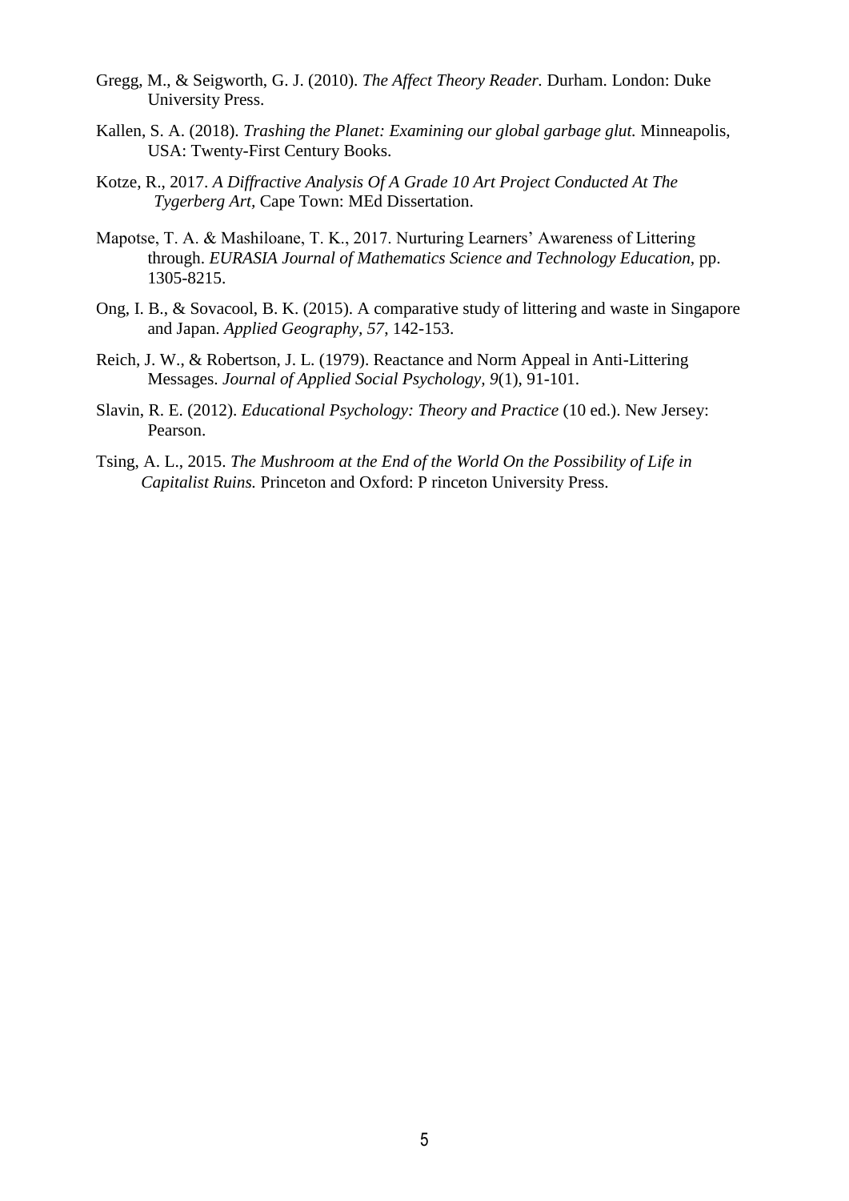Gregg, M., & Seigworth, G. J. (2010). *The Affect Theory Reader.* Durham. London: Duke University Press.

Kallen, S. A. (2018). *Trashing the Planet: Examining our global garbage glut.* Minneapolis, USA: Twenty-First Century Books.

Kotze, R., 2017. *A Diffractive Analysis Of A Grade 10 Art Project Conducted At The Tygerberg Art,* Cape Town: MEd Dissertation.

Mapotse, T. A. & Mashiloane, T. K., 2017. Nurturing Learners' Awareness of Littering through. *EURASIA Journal of Mathematics Science and Technology Education,* pp. 1305-8215.

Ong, I. B., & Sovacool, B. K. (2015). A comparative study of littering and waste in Singapore and Japan. *Applied Geography, 57*, 142-153.

Reich, J. W., & Robertson, J. L. (1979). Reactance and Norm Appeal in Anti-Littering Messages. *Journal of Applied Social Psychology, 9*(1), 91-101.

Slavin, R. E. (2012). *Educational Psychology: Theory and Practice* (10 ed.). New Jersey: Pearson.

Tsing, A. L., 2015. *The Mushroom at the End of the World On the Possibility of Life in Capitalist Ruins.* Princeton and Oxford: P rinceton University Press.